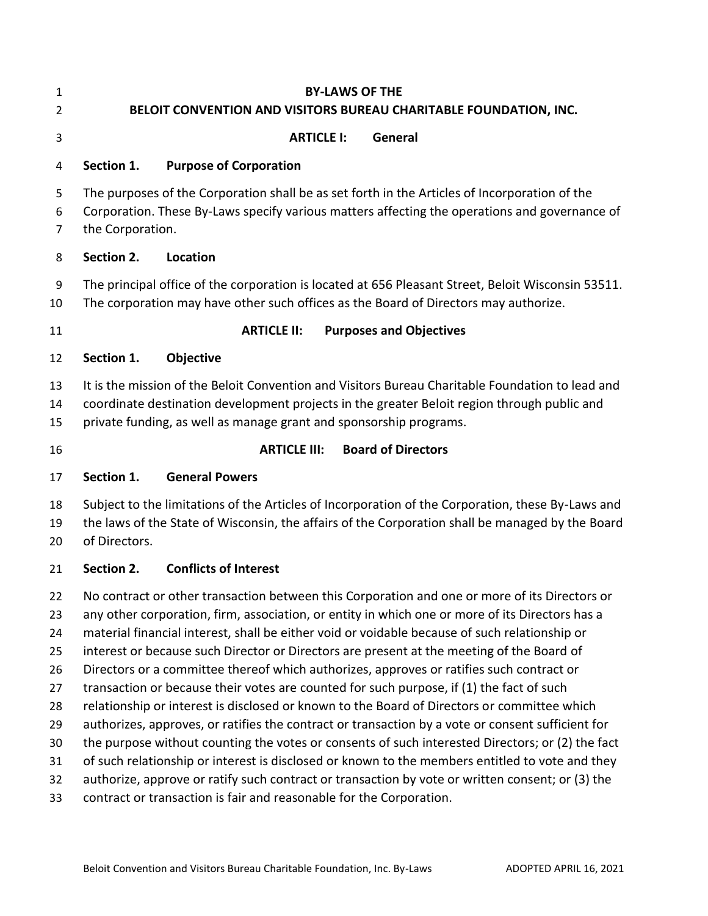# BY-LAWS OF THE
# BELOIT CONVENTION AND VISITORS BUREAU CHARITABLE FOUNDATION, INC.

## ARTICLE I: General

### Section 1. Purpose of Corporation

The purposes of the Corporation shall be as set forth in the Articles of Incorporation of the Corporation. These By-Laws specify various matters affecting the operations and governance of the Corporation.

### Section 2. Location

The principal office of the corporation is located at 656 Pleasant Street, Beloit Wisconsin 53511. The corporation may have other such offices as the Board of Directors may authorize.

## ARTICLE II: Purposes and Objectives

### Section 1. Objective

It is the mission of the Beloit Convention and Visitors Bureau Charitable Foundation to lead and coordinate destination development projects in the greater Beloit region through public and private funding, as well as manage grant and sponsorship programs.

## ARTICLE III: Board of Directors

### Section 1. General Powers

Subject to the limitations of the Articles of Incorporation of the Corporation, these By-Laws and the laws of the State of Wisconsin, the affairs of the Corporation shall be managed by the Board of Directors.

### Section 2. Conflicts of Interest

No contract or other transaction between this Corporation and one or more of its Directors or any other corporation, firm, association, or entity in which one or more of its Directors has a material financial interest, shall be either void or voidable because of such relationship or interest or because such Director or Directors are present at the meeting of the Board of Directors or a committee thereof which authorizes, approves or ratifies such contract or transaction or because their votes are counted for such purpose, if (1) the fact of such relationship or interest is disclosed or known to the Board of Directors or committee which authorizes, approves, or ratifies the contract or transaction by a vote or consent sufficient for the purpose without counting the votes or consents of such interested Directors; or (2) the fact of such relationship or interest is disclosed or known to the members entitled to vote and they authorize, approve or ratify such contract or transaction by vote or written consent; or (3) the contract or transaction is fair and reasonable for the Corporation.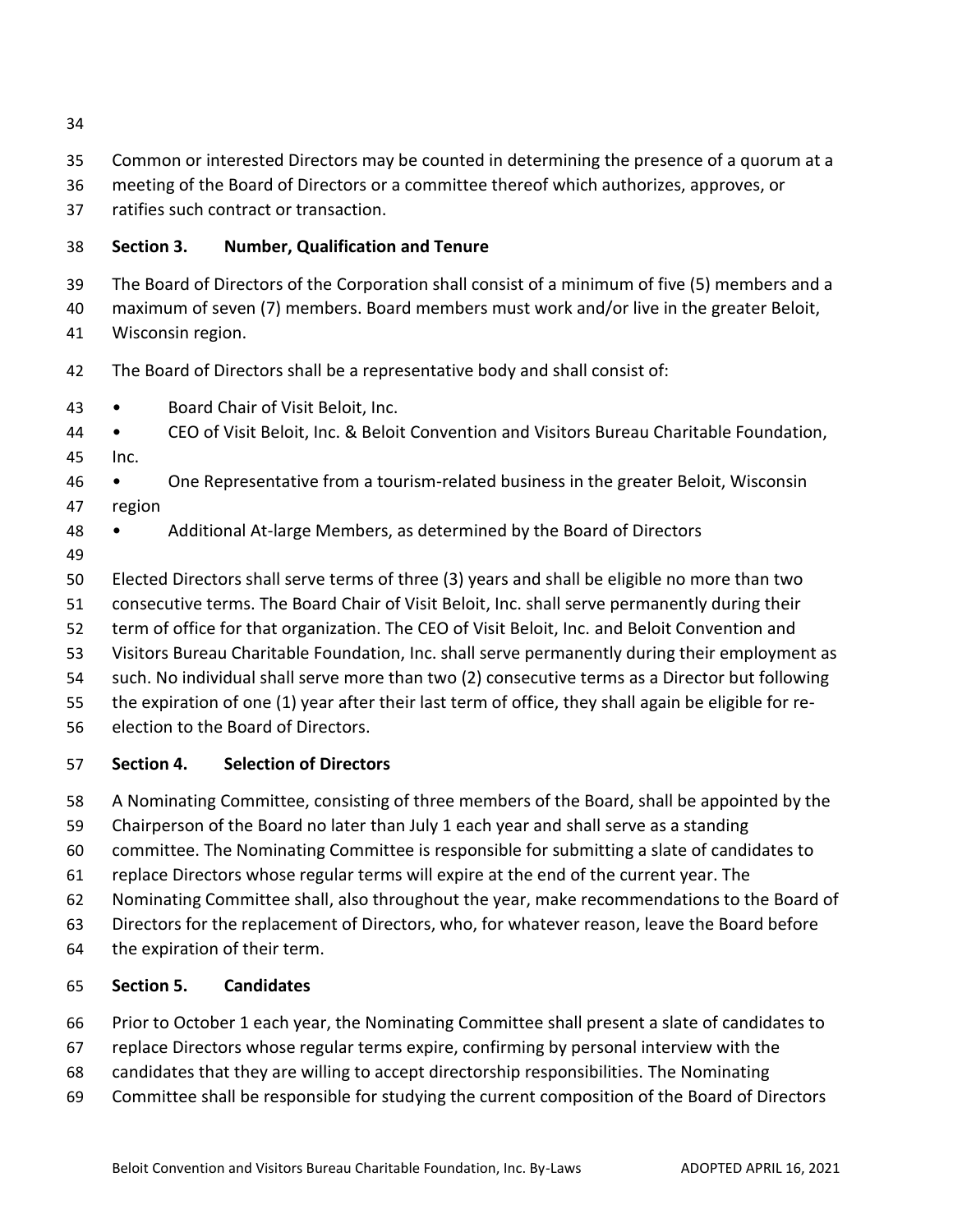Common or interested Directors may be counted in determining the presence of a quorum at a meeting of the Board of Directors or a committee thereof which authorizes, approves, or ratifies such contract or transaction.

**Section 3. Number, Qualification and Tenure**

The Board of Directors of the Corporation shall consist of a minimum of five (5) members and a maximum of seven (7) members. Board members must work and/or live in the greater Beloit, Wisconsin region.

The Board of Directors shall be a representative body and shall consist of:

- Board Chair of Visit Beloit, Inc.
- CEO of Visit Beloit, Inc. & Beloit Convention and Visitors Bureau Charitable Foundation, Inc.
- One Representative from a tourism-related business in the greater Beloit, Wisconsin region
- Additional At-large Members, as determined by the Board of Directors

Elected Directors shall serve terms of three (3) years and shall be eligible no more than two consecutive terms. The Board Chair of Visit Beloit, Inc. shall serve permanently during their term of office for that organization. The CEO of Visit Beloit, Inc. and Beloit Convention and Visitors Bureau Charitable Foundation, Inc. shall serve permanently during their employment as such. No individual shall serve more than two (2) consecutive terms as a Director but following the expiration of one (1) year after their last term of office, they shall again be eligible for re-election to the Board of Directors.

**Section 4. Selection of Directors**

A Nominating Committee, consisting of three members of the Board, shall be appointed by the Chairperson of the Board no later than July 1 each year and shall serve as a standing committee. The Nominating Committee is responsible for submitting a slate of candidates to replace Directors whose regular terms will expire at the end of the current year. The Nominating Committee shall, also throughout the year, make recommendations to the Board of Directors for the replacement of Directors, who, for whatever reason, leave the Board before the expiration of their term.

**Section 5. Candidates**

Prior to October 1 each year, the Nominating Committee shall present a slate of candidates to replace Directors whose regular terms expire, confirming by personal interview with the candidates that they are willing to accept directorship responsibilities. The Nominating Committee shall be responsible for studying the current composition of the Board of Directors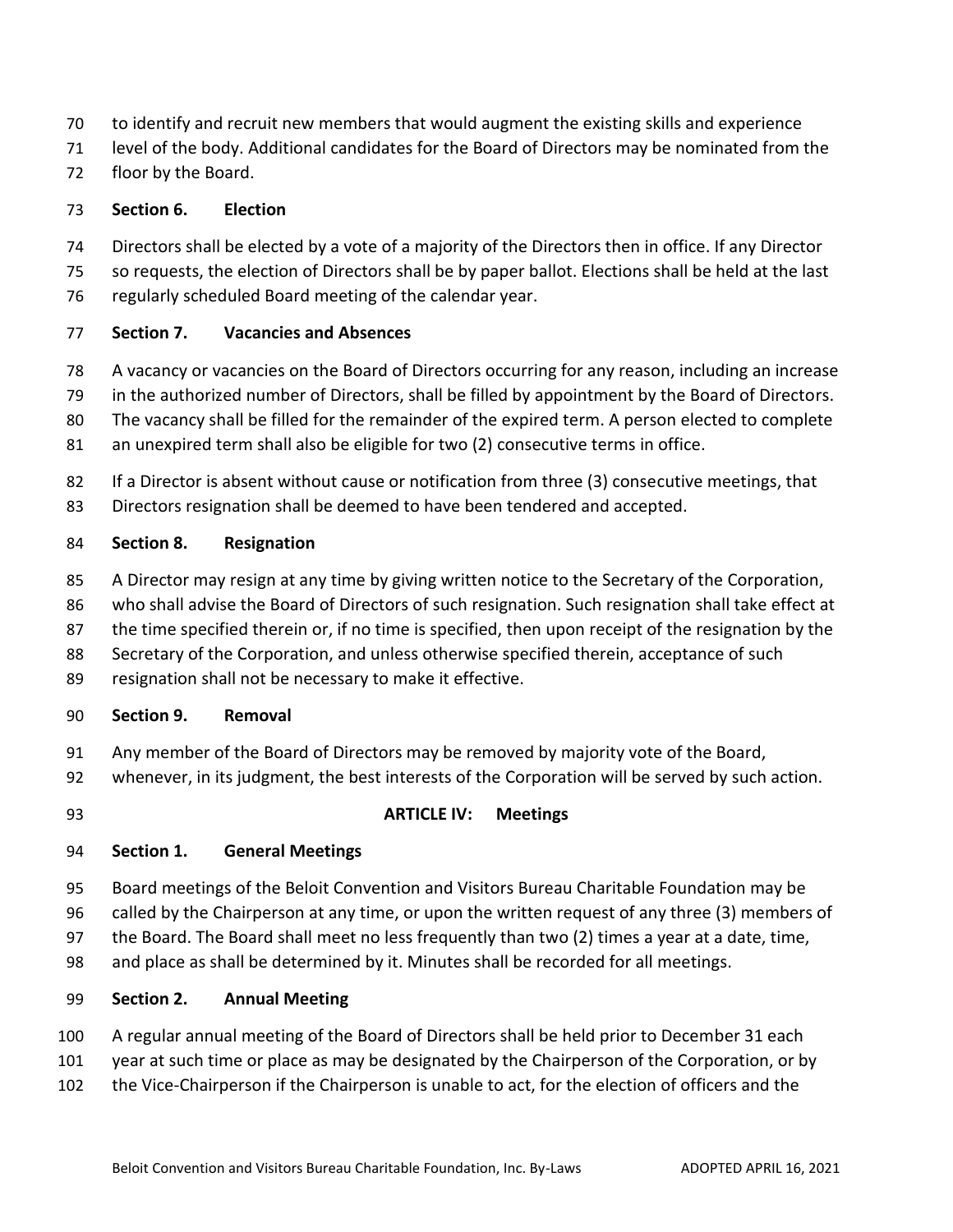to identify and recruit new members that would augment the existing skills and experience level of the body. Additional candidates for the Board of Directors may be nominated from the floor by the Board.

**Section 6. Election**

Directors shall be elected by a vote of a majority of the Directors then in office. If any Director so requests, the election of Directors shall be by paper ballot. Elections shall be held at the last regularly scheduled Board meeting of the calendar year.

**Section 7. Vacancies and Absences**

A vacancy or vacancies on the Board of Directors occurring for any reason, including an increase in the authorized number of Directors, shall be filled by appointment by the Board of Directors. The vacancy shall be filled for the remainder of the expired term. A person elected to complete an unexpired term shall also be eligible for two (2) consecutive terms in office.

If a Director is absent without cause or notification from three (3) consecutive meetings, that Directors resignation shall be deemed to have been tendered and accepted.

**Section 8. Resignation**

A Director may resign at any time by giving written notice to the Secretary of the Corporation, who shall advise the Board of Directors of such resignation. Such resignation shall take effect at the time specified therein or, if no time is specified, then upon receipt of the resignation by the Secretary of the Corporation, and unless otherwise specified therein, acceptance of such resignation shall not be necessary to make it effective.

**Section 9. Removal**

Any member of the Board of Directors may be removed by majority vote of the Board, whenever, in its judgment, the best interests of the Corporation will be served by such action.

## ARTICLE IV: Meetings

**Section 1. General Meetings**

Board meetings of the Beloit Convention and Visitors Bureau Charitable Foundation may be called by the Chairperson at any time, or upon the written request of any three (3) members of the Board. The Board shall meet no less frequently than two (2) times a year at a date, time, and place as shall be determined by it. Minutes shall be recorded for all meetings.

**Section 2. Annual Meeting**

A regular annual meeting of the Board of Directors shall be held prior to December 31 each year at such time or place as may be designated by the Chairperson of the Corporation, or by the Vice-Chairperson if the Chairperson is unable to act, for the election of officers and the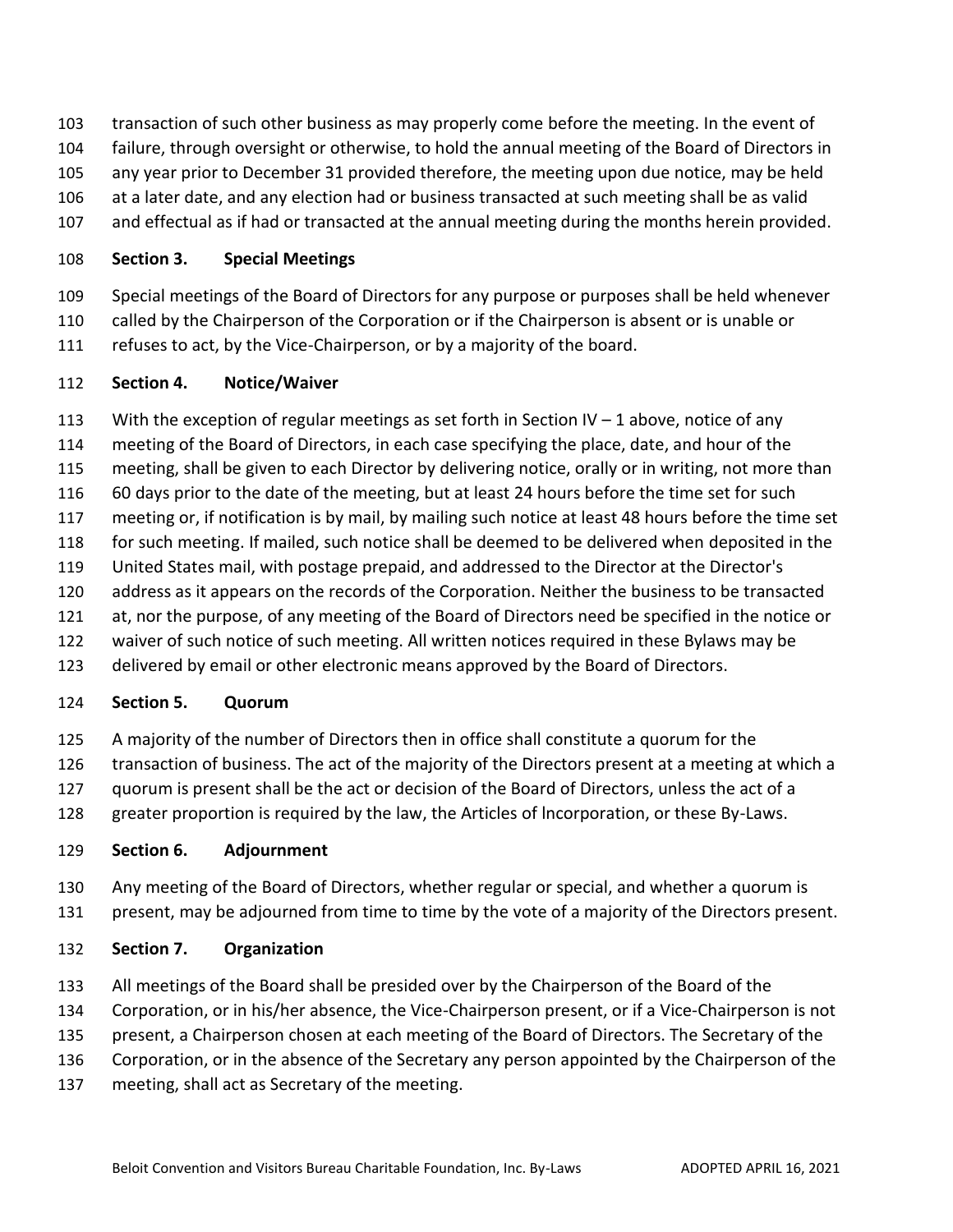transaction of such other business as may properly come before the meeting. In the event of failure, through oversight or otherwise, to hold the annual meeting of the Board of Directors in any year prior to December 31 provided therefore, the meeting upon due notice, may be held at a later date, and any election had or business transacted at such meeting shall be as valid and effectual as if had or transacted at the annual meeting during the months herein provided.

**Section 3. Special Meetings**

Special meetings of the Board of Directors for any purpose or purposes shall be held whenever called by the Chairperson of the Corporation or if the Chairperson is absent or is unable or refuses to act, by the Vice-Chairperson, or by a majority of the board.

**Section 4. Notice/Waiver**

With the exception of regular meetings as set forth in Section IV – 1 above, notice of any meeting of the Board of Directors, in each case specifying the place, date, and hour of the meeting, shall be given to each Director by delivering notice, orally or in writing, not more than 60 days prior to the date of the meeting, but at least 24 hours before the time set for such meeting or, if notification is by mail, by mailing such notice at least 48 hours before the time set for such meeting. If mailed, such notice shall be deemed to be delivered when deposited in the United States mail, with postage prepaid, and addressed to the Director at the Director's address as it appears on the records of the Corporation. Neither the business to be transacted at, nor the purpose, of any meeting of the Board of Directors need be specified in the notice or waiver of such notice of such meeting. All written notices required in these Bylaws may be delivered by email or other electronic means approved by the Board of Directors.

**Section 5. Quorum**

A majority of the number of Directors then in office shall constitute a quorum for the transaction of business. The act of the majority of the Directors present at a meeting at which a quorum is present shall be the act or decision of the Board of Directors, unless the act of a greater proportion is required by the law, the Articles of lncorporation, or these By-Laws.

**Section 6. Adjournment**

Any meeting of the Board of Directors, whether regular or special, and whether a quorum is present, may be adjourned from time to time by the vote of a majority of the Directors present.

**Section 7. Organization**

All meetings of the Board shall be presided over by the Chairperson of the Board of the Corporation, or in his/her absence, the Vice-Chairperson present, or if a Vice-Chairperson is not present, a Chairperson chosen at each meeting of the Board of Directors. The Secretary of the Corporation, or in the absence of the Secretary any person appointed by the Chairperson of the meeting, shall act as Secretary of the meeting.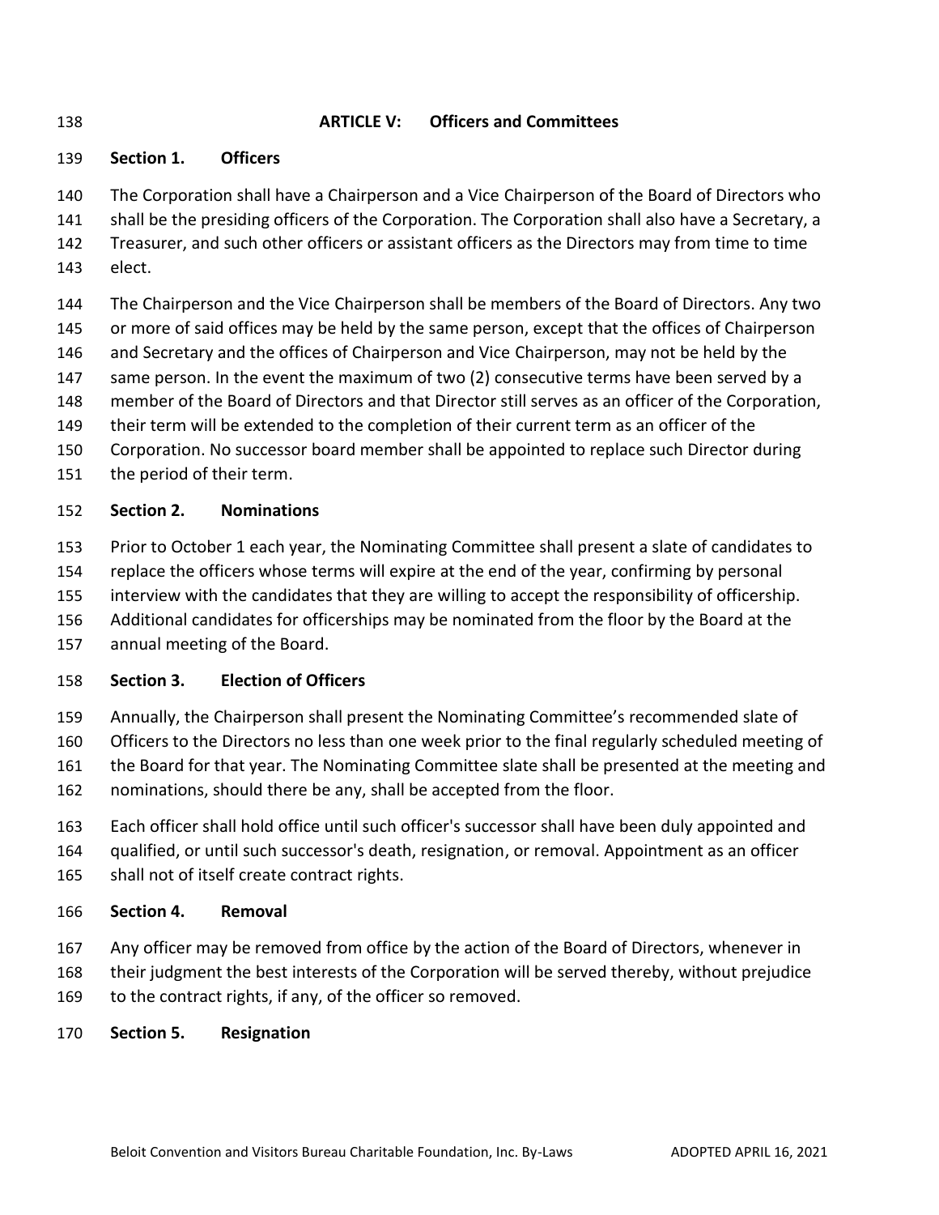## ARTICLE V: Officers and Committees

### Section 1. Officers

The Corporation shall have a Chairperson and a Vice Chairperson of the Board of Directors who shall be the presiding officers of the Corporation. The Corporation shall also have a Secretary, a Treasurer, and such other officers or assistant officers as the Directors may from time to time elect.

The Chairperson and the Vice Chairperson shall be members of the Board of Directors. Any two or more of said offices may be held by the same person, except that the offices of Chairperson and Secretary and the offices of Chairperson and Vice Chairperson, may not be held by the same person. In the event the maximum of two (2) consecutive terms have been served by a member of the Board of Directors and that Director still serves as an officer of the Corporation, their term will be extended to the completion of their current term as an officer of the Corporation. No successor board member shall be appointed to replace such Director during the period of their term.

### Section 2. Nominations

Prior to October 1 each year, the Nominating Committee shall present a slate of candidates to replace the officers whose terms will expire at the end of the year, confirming by personal interview with the candidates that they are willing to accept the responsibility of officership. Additional candidates for officerships may be nominated from the floor by the Board at the annual meeting of the Board.

### Section 3. Election of Officers

Annually, the Chairperson shall present the Nominating Committee's recommended slate of Officers to the Directors no less than one week prior to the final regularly scheduled meeting of the Board for that year. The Nominating Committee slate shall be presented at the meeting and nominations, should there be any, shall be accepted from the floor.

Each officer shall hold office until such officer's successor shall have been duly appointed and qualified, or until such successor's death, resignation, or removal. Appointment as an officer shall not of itself create contract rights.

### Section 4. Removal

Any officer may be removed from office by the action of the Board of Directors, whenever in their judgment the best interests of the Corporation will be served thereby, without prejudice to the contract rights, if any, of the officer so removed.

### Section 5. Resignation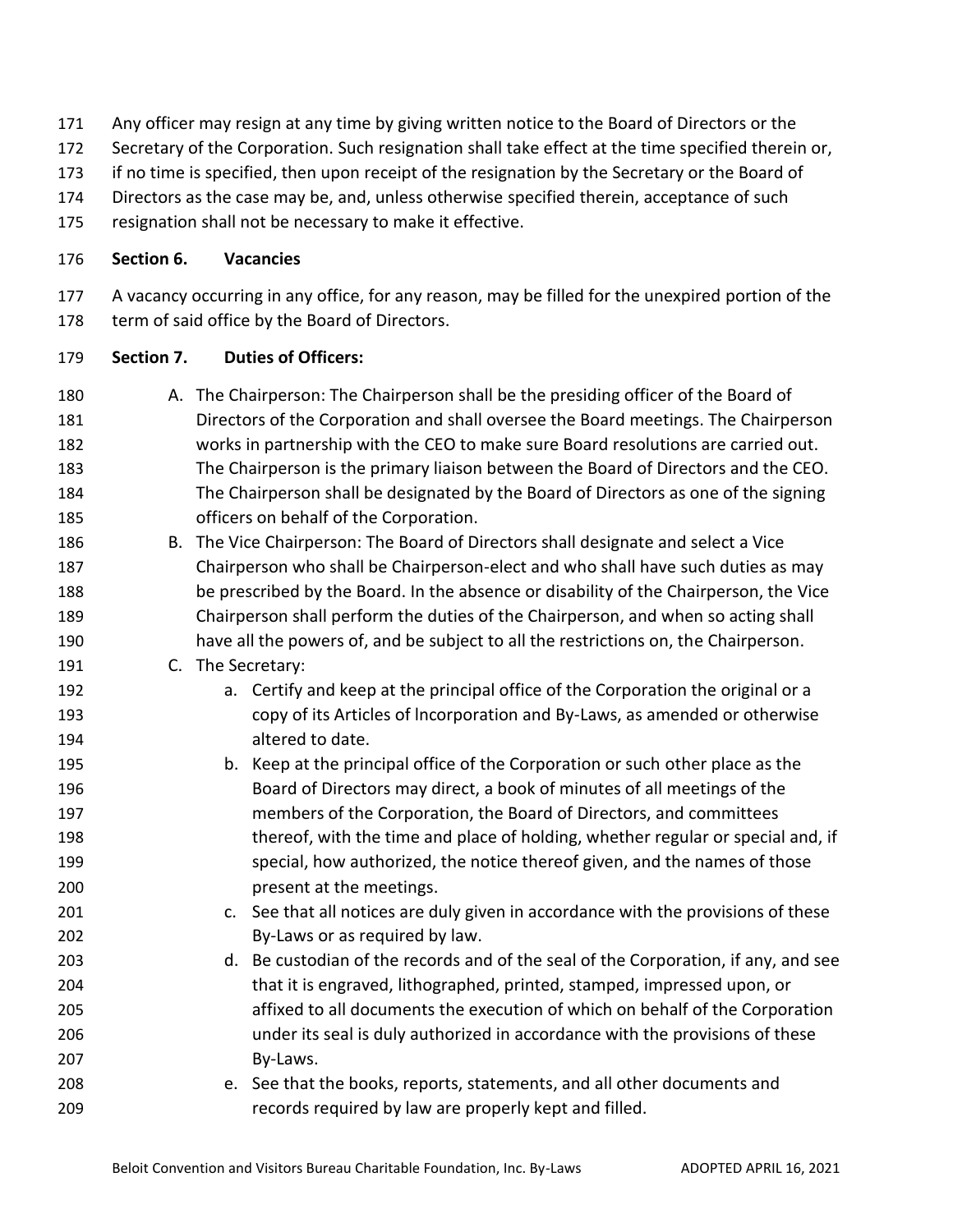Any officer may resign at any time by giving written notice to the Board of Directors or the Secretary of the Corporation. Such resignation shall take effect at the time specified therein or, if no time is specified, then upon receipt of the resignation by the Secretary or the Board of Directors as the case may be, and, unless otherwise specified therein, acceptance of such resignation shall not be necessary to make it effective.

**Section 6. Vacancies**

A vacancy occurring in any office, for any reason, may be filled for the unexpired portion of the term of said office by the Board of Directors.

**Section 7. Duties of Officers:**

A. The Chairperson: The Chairperson shall be the presiding officer of the Board of Directors of the Corporation and shall oversee the Board meetings. The Chairperson works in partnership with the CEO to make sure Board resolutions are carried out. The Chairperson is the primary liaison between the Board of Directors and the CEO. The Chairperson shall be designated by the Board of Directors as one of the signing officers on behalf of the Corporation.
B. The Vice Chairperson: The Board of Directors shall designate and select a Vice Chairperson who shall be Chairperson-elect and who shall have such duties as may be prescribed by the Board. In the absence or disability of the Chairperson, the Vice Chairperson shall perform the duties of the Chairperson, and when so acting shall have all the powers of, and be subject to all the restrictions on, the Chairperson.
C. The Secretary:
    a. Certify and keep at the principal office of the Corporation the original or a copy of its Articles of lncorporation and By-Laws, as amended or otherwise altered to date.
    b. Keep at the principal office of the Corporation or such other place as the Board of Directors may direct, a book of minutes of all meetings of the members of the Corporation, the Board of Directors, and committees thereof, with the time and place of holding, whether regular or special and, if special, how authorized, the notice thereof given, and the names of those present at the meetings.
    c. See that all notices are duly given in accordance with the provisions of these By-Laws or as required by law.
    d. Be custodian of the records and of the seal of the Corporation, if any, and see that it is engraved, lithographed, printed, stamped, impressed upon, or affixed to all documents the execution of which on behalf of the Corporation under its seal is duly authorized in accordance with the provisions of these By-Laws.
    e. See that the books, reports, statements, and all other documents and records required by law are properly kept and filled.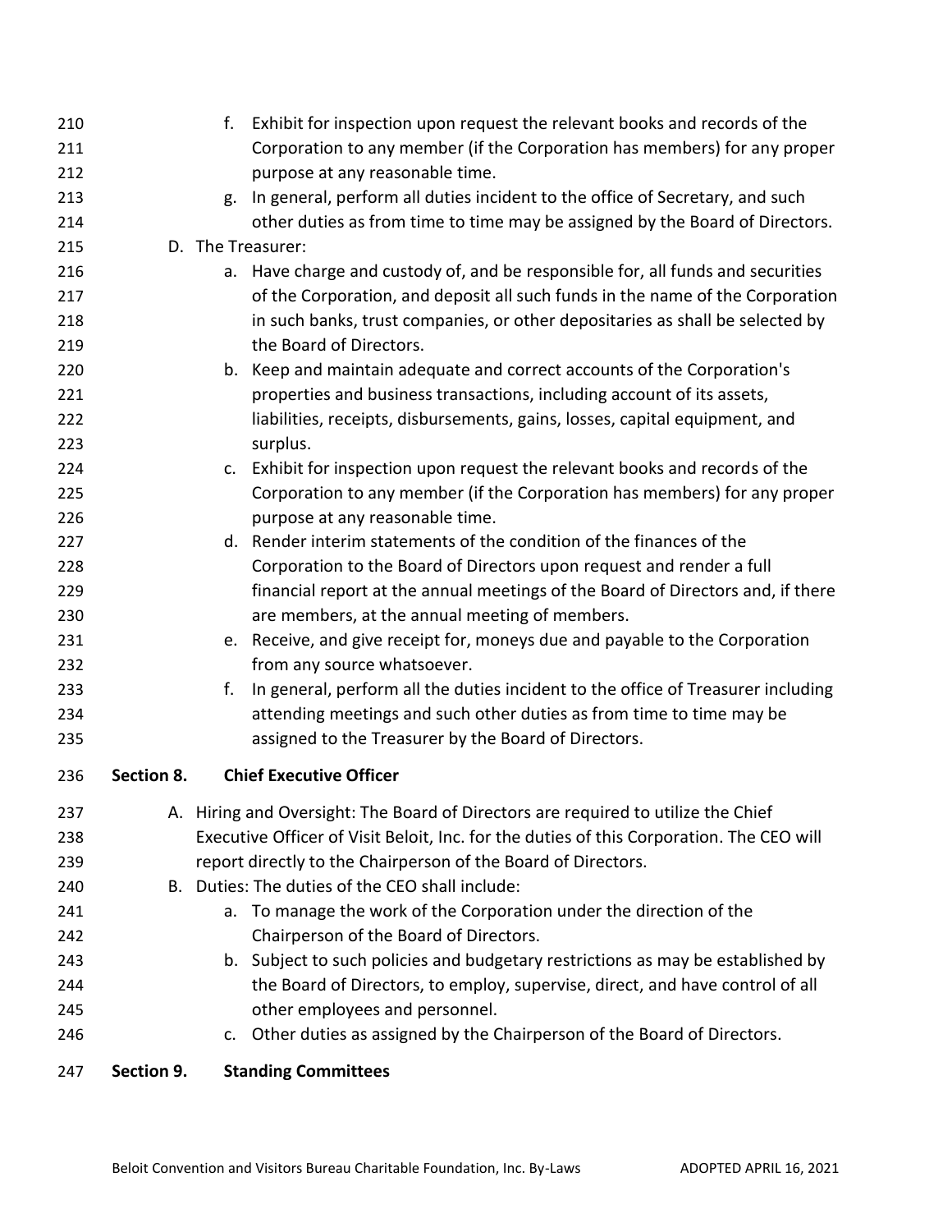f. Exhibit for inspection upon request the relevant books and records of the Corporation to any member (if the Corporation has members) for any proper purpose at any reasonable time.

g. In general, perform all duties incident to the office of Secretary, and such other duties as from time to time may be assigned by the Board of Directors.

D. The Treasurer:

a. Have charge and custody of, and be responsible for, all funds and securities of the Corporation, and deposit all such funds in the name of the Corporation in such banks, trust companies, or other depositaries as shall be selected by the Board of Directors.

b. Keep and maintain adequate and correct accounts of the Corporation's properties and business transactions, including account of its assets, liabilities, receipts, disbursements, gains, losses, capital equipment, and surplus.

c. Exhibit for inspection upon request the relevant books and records of the Corporation to any member (if the Corporation has members) for any proper purpose at any reasonable time.

d. Render interim statements of the condition of the finances of the Corporation to the Board of Directors upon request and render a full financial report at the annual meetings of the Board of Directors and, if there are members, at the annual meeting of members.

e. Receive, and give receipt for, moneys due and payable to the Corporation from any source whatsoever.

f. In general, perform all the duties incident to the office of Treasurer including attending meetings and such other duties as from time to time may be assigned to the Treasurer by the Board of Directors.

**Section 8. Chief Executive Officer**

A. Hiring and Oversight: The Board of Directors are required to utilize the Chief Executive Officer of Visit Beloit, Inc. for the duties of this Corporation. The CEO will report directly to the Chairperson of the Board of Directors.

B. Duties: The duties of the CEO shall include:

a. To manage the work of the Corporation under the direction of the Chairperson of the Board of Directors.

b. Subject to such policies and budgetary restrictions as may be established by the Board of Directors, to employ, supervise, direct, and have control of all other employees and personnel.

c. Other duties as assigned by the Chairperson of the Board of Directors.

**Section 9. Standing Committees**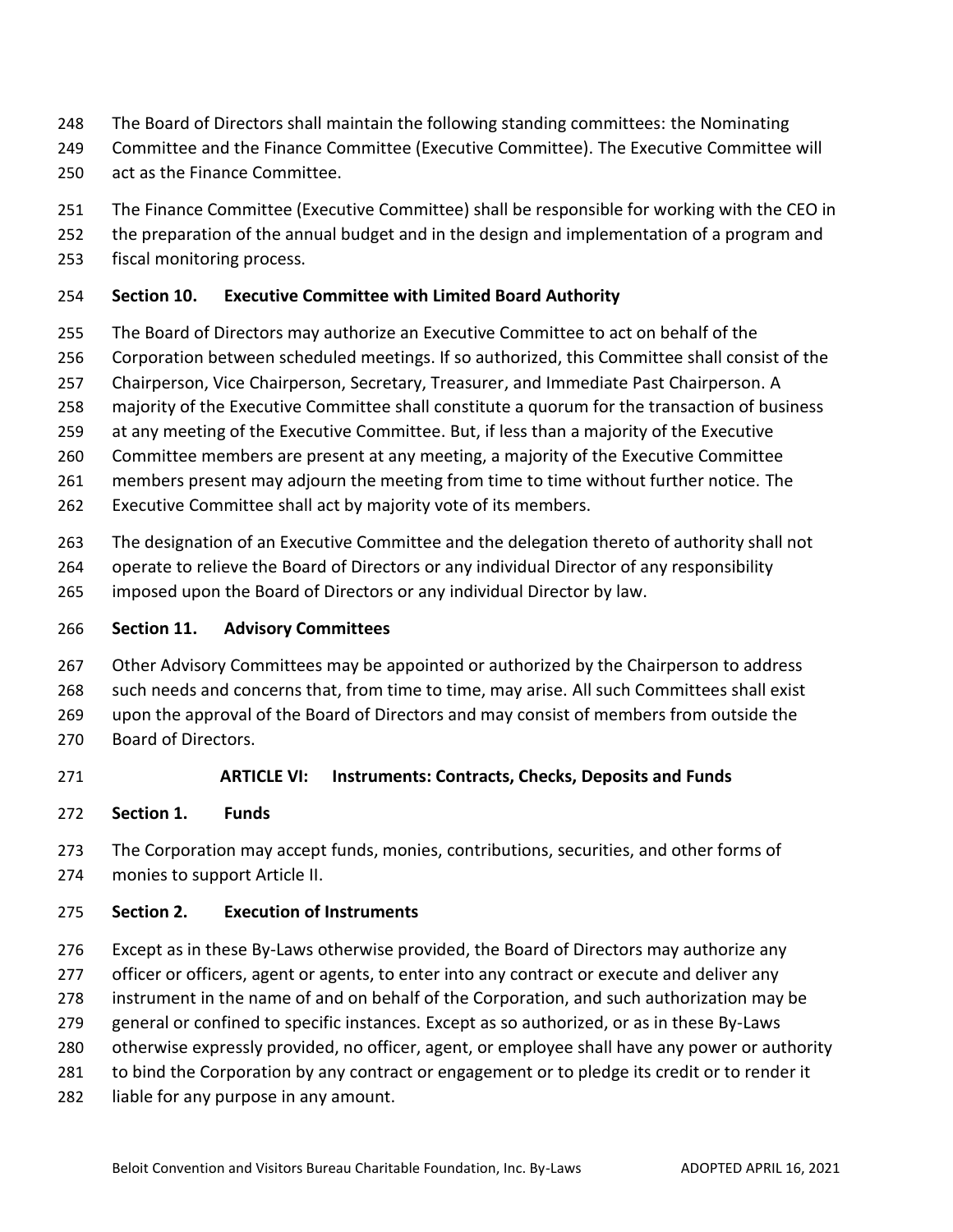The Board of Directors shall maintain the following standing committees: the Nominating Committee and the Finance Committee (Executive Committee). The Executive Committee will act as the Finance Committee.

The Finance Committee (Executive Committee) shall be responsible for working with the CEO in the preparation of the annual budget and in the design and implementation of a program and fiscal monitoring process.

**Section 10. Executive Committee with Limited Board Authority**

The Board of Directors may authorize an Executive Committee to act on behalf of the Corporation between scheduled meetings. If so authorized, this Committee shall consist of the Chairperson, Vice Chairperson, Secretary, Treasurer, and Immediate Past Chairperson. A majority of the Executive Committee shall constitute a quorum for the transaction of business at any meeting of the Executive Committee. But, if less than a majority of the Executive Committee members are present at any meeting, a majority of the Executive Committee members present may adjourn the meeting from time to time without further notice. The Executive Committee shall act by majority vote of its members.

The designation of an Executive Committee and the delegation thereto of authority shall not operate to relieve the Board of Directors or any individual Director of any responsibility imposed upon the Board of Directors or any individual Director by law.

**Section 11. Advisory Committees**

Other Advisory Committees may be appointed or authorized by the Chairperson to address such needs and concerns that, from time to time, may arise. All such Committees shall exist upon the approval of the Board of Directors and may consist of members from outside the Board of Directors.

## ARTICLE VI: Instruments: Contracts, Checks, Deposits and Funds

**Section 1. Funds**

The Corporation may accept funds, monies, contributions, securities, and other forms of monies to support Article II.

**Section 2. Execution of Instruments**

Except as in these By-Laws otherwise provided, the Board of Directors may authorize any officer or officers, agent or agents, to enter into any contract or execute and deliver any instrument in the name of and on behalf of the Corporation, and such authorization may be general or confined to specific instances. Except as so authorized, or as in these By-Laws otherwise expressly provided, no officer, agent, or employee shall have any power or authority to bind the Corporation by any contract or engagement or to pledge its credit or to render it liable for any purpose in any amount.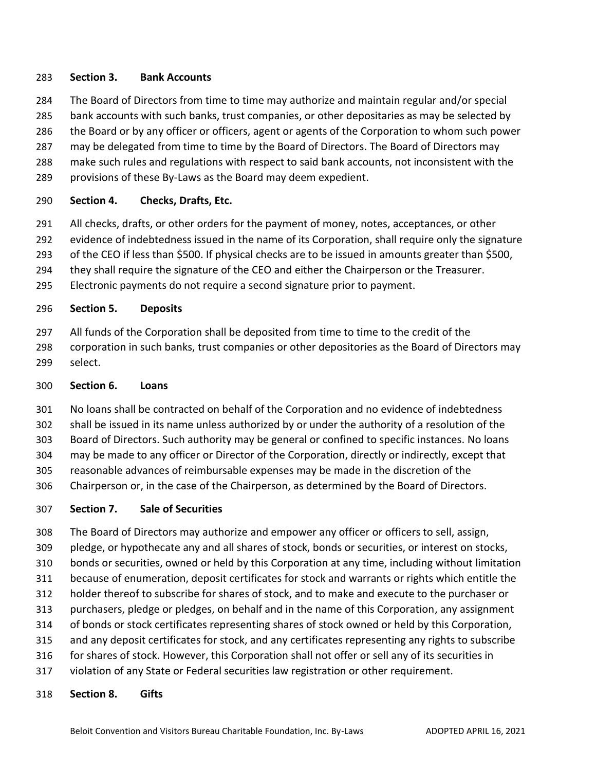### Section 3. Bank Accounts

The Board of Directors from time to time may authorize and maintain regular and/or special bank accounts with such banks, trust companies, or other depositaries as may be selected by the Board or by any officer or officers, agent or agents of the Corporation to whom such power may be delegated from time to time by the Board of Directors. The Board of Directors may make such rules and regulations with respect to said bank accounts, not inconsistent with the provisions of these By-Laws as the Board may deem expedient.

### Section 4. Checks, Drafts, Etc.

All checks, drafts, or other orders for the payment of money, notes, acceptances, or other evidence of indebtedness issued in the name of its Corporation, shall require only the signature of the CEO if less than $500. If physical checks are to be issued in amounts greater than $500, they shall require the signature of the CEO and either the Chairperson or the Treasurer. Electronic payments do not require a second signature prior to payment.

### Section 5. Deposits

All funds of the Corporation shall be deposited from time to time to the credit of the corporation in such banks, trust companies or other depositories as the Board of Directors may select.

### Section 6. Loans

No loans shall be contracted on behalf of the Corporation and no evidence of indebtedness shall be issued in its name unless authorized by or under the authority of a resolution of the Board of Directors. Such authority may be general or confined to specific instances. No loans may be made to any officer or Director of the Corporation, directly or indirectly, except that reasonable advances of reimbursable expenses may be made in the discretion of the Chairperson or, in the case of the Chairperson, as determined by the Board of Directors.

### Section 7. Sale of Securities

The Board of Directors may authorize and empower any officer or officers to sell, assign, pledge, or hypothecate any and all shares of stock, bonds or securities, or interest on stocks, bonds or securities, owned or held by this Corporation at any time, including without limitation because of enumeration, deposit certificates for stock and warrants or rights which entitle the holder thereof to subscribe for shares of stock, and to make and execute to the purchaser or purchasers, pledge or pledges, on behalf and in the name of this Corporation, any assignment of bonds or stock certificates representing shares of stock owned or held by this Corporation, and any deposit certificates for stock, and any certificates representing any rights to subscribe for shares of stock. However, this Corporation shall not offer or sell any of its securities in violation of any State or Federal securities law registration or other requirement.

### Section 8. Gifts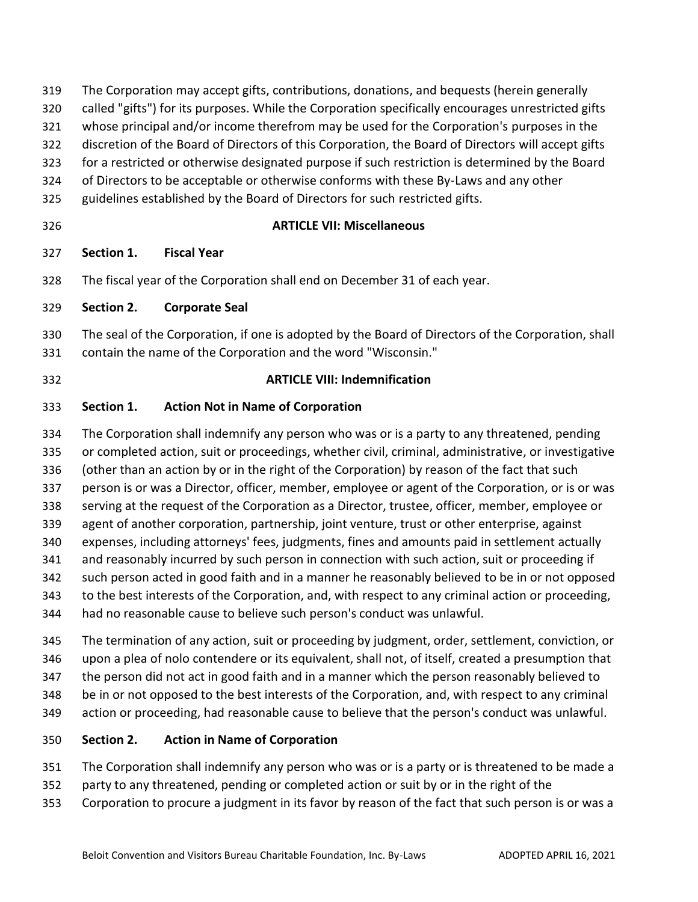The Corporation may accept gifts, contributions, donations, and bequests (herein generally called "gifts") for its purposes. While the Corporation specifically encourages unrestricted gifts whose principal and/or income therefrom may be used for the Corporation's purposes in the discretion of the Board of Directors of this Corporation, the Board of Directors will accept gifts for a restricted or otherwise designated purpose if such restriction is determined by the Board of Directors to be acceptable or otherwise conforms with these By-Laws and any other guidelines established by the Board of Directors for such restricted gifts.

## ARTICLE VII: Miscellaneous

**Section 1. Fiscal Year**

The fiscal year of the Corporation shall end on December 31 of each year.

**Section 2. Corporate Seal**

The seal of the Corporation, if one is adopted by the Board of Directors of the Corporation, shall contain the name of the Corporation and the word "Wisconsin."

## ARTICLE VIII: Indemnification

**Section 1. Action Not in Name of Corporation**

The Corporation shall indemnify any person who was or is a party to any threatened, pending or completed action, suit or proceedings, whether civil, criminal, administrative, or investigative (other than an action by or in the right of the Corporation) by reason of the fact that such person is or was a Director, officer, member, employee or agent of the Corporation, or is or was serving at the request of the Corporation as a Director, trustee, officer, member, employee or agent of another corporation, partnership, joint venture, trust or other enterprise, against expenses, including attorneys' fees, judgments, fines and amounts paid in settlement actually and reasonably incurred by such person in connection with such action, suit or proceeding if such person acted in good faith and in a manner he reasonably believed to be in or not opposed to the best interests of the Corporation, and, with respect to any criminal action or proceeding, had no reasonable cause to believe such person's conduct was unlawful.

The termination of any action, suit or proceeding by judgment, order, settlement, conviction, or upon a plea of nolo contendere or its equivalent, shall not, of itself, created a presumption that the person did not act in good faith and in a manner which the person reasonably believed to be in or not opposed to the best interests of the Corporation, and, with respect to any criminal action or proceeding, had reasonable cause to believe that the person's conduct was unlawful.

**Section 2. Action in Name of Corporation**

The Corporation shall indemnify any person who was or is a party or is threatened to be made a party to any threatened, pending or completed action or suit by or in the right of the Corporation to procure a judgment in its favor by reason of the fact that such person is or was a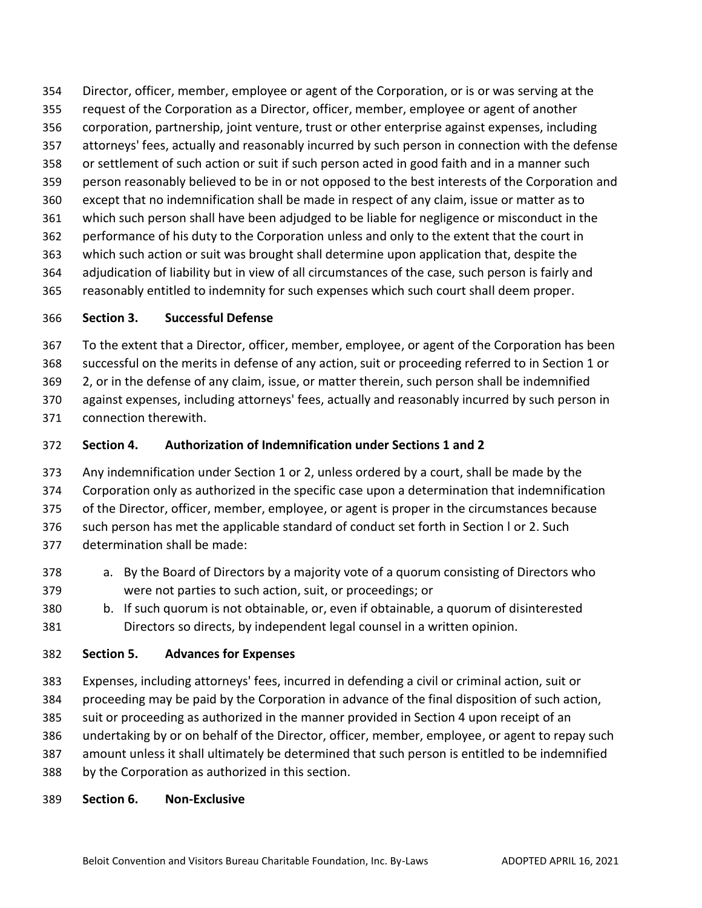Director, officer, member, employee or agent of the Corporation, or is or was serving at the request of the Corporation as a Director, officer, member, employee or agent of another corporation, partnership, joint venture, trust or other enterprise against expenses, including attorneys' fees, actually and reasonably incurred by such person in connection with the defense or settlement of such action or suit if such person acted in good faith and in a manner such person reasonably believed to be in or not opposed to the best interests of the Corporation and except that no indemnification shall be made in respect of any claim, issue or matter as to which such person shall have been adjudged to be liable for negligence or misconduct in the performance of his duty to the Corporation unless and only to the extent that the court in which such action or suit was brought shall determine upon application that, despite the adjudication of liability but in view of all circumstances of the case, such person is fairly and reasonably entitled to indemnity for such expenses which such court shall deem proper.

**Section 3. Successful Defense**

To the extent that a Director, officer, member, employee, or agent of the Corporation has been successful on the merits in defense of any action, suit or proceeding referred to in Section 1 or 2, or in the defense of any claim, issue, or matter therein, such person shall be indemnified against expenses, including attorneys' fees, actually and reasonably incurred by such person in connection therewith.

**Section 4. Authorization of Indemnification under Sections 1 and 2**

Any indemnification under Section 1 or 2, unless ordered by a court, shall be made by the Corporation only as authorized in the specific case upon a determination that indemnification of the Director, officer, member, employee, or agent is proper in the circumstances because such person has met the applicable standard of conduct set forth in Section l or 2. Such determination shall be made:

a. By the Board of Directors by a majority vote of a quorum consisting of Directors who were not parties to such action, suit, or proceedings; or
b. If such quorum is not obtainable, or, even if obtainable, a quorum of disinterested Directors so directs, by independent legal counsel in a written opinion.

**Section 5. Advances for Expenses**

Expenses, including attorneys' fees, incurred in defending a civil or criminal action, suit or proceeding may be paid by the Corporation in advance of the final disposition of such action, suit or proceeding as authorized in the manner provided in Section 4 upon receipt of an undertaking by or on behalf of the Director, officer, member, employee, or agent to repay such amount unless it shall ultimately be determined that such person is entitled to be indemnified by the Corporation as authorized in this section.

**Section 6. Non-Exclusive**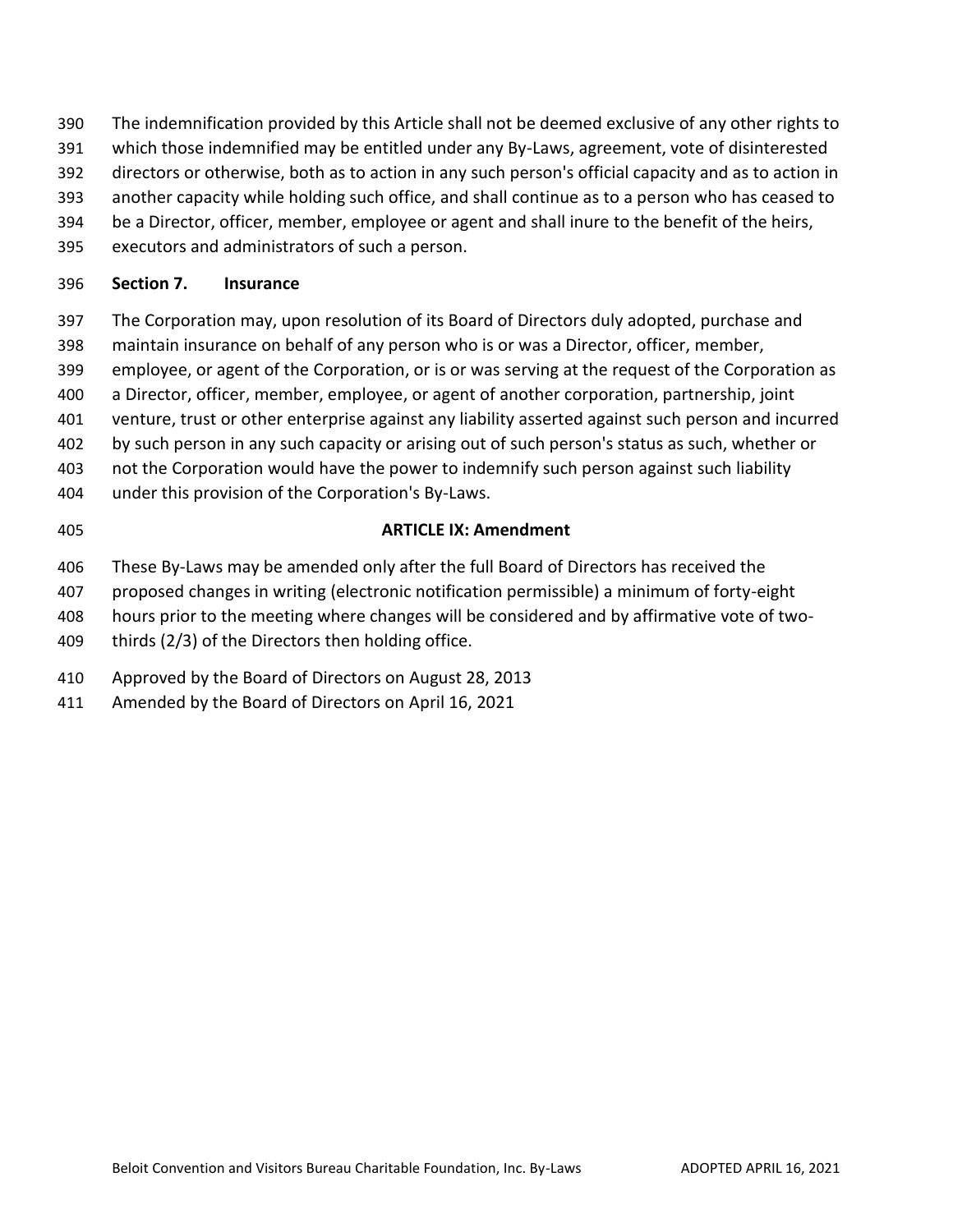The indemnification provided by this Article shall not be deemed exclusive of any other rights to which those indemnified may be entitled under any By-Laws, agreement, vote of disinterested directors or otherwise, both as to action in any such person's official capacity and as to action in another capacity while holding such office, and shall continue as to a person who has ceased to be a Director, officer, member, employee or agent and shall inure to the benefit of the heirs, executors and administrators of such a person.

**Section 7. Insurance**

The Corporation may, upon resolution of its Board of Directors duly adopted, purchase and maintain insurance on behalf of any person who is or was a Director, officer, member, employee, or agent of the Corporation, or is or was serving at the request of the Corporation as a Director, officer, member, employee, or agent of another corporation, partnership, joint venture, trust or other enterprise against any liability asserted against such person and incurred by such person in any such capacity or arising out of such person's status as such, whether or not the Corporation would have the power to indemnify such person against such liability under this provision of the Corporation's By-Laws.

## ARTICLE IX: Amendment

These By-Laws may be amended only after the full Board of Directors has received the proposed changes in writing (electronic notification permissible) a minimum of forty-eight hours prior to the meeting where changes will be considered and by affirmative vote of two-thirds (2/3) of the Directors then holding office.

Approved by the Board of Directors on August 28, 2013
Amended by the Board of Directors on April 16, 2021